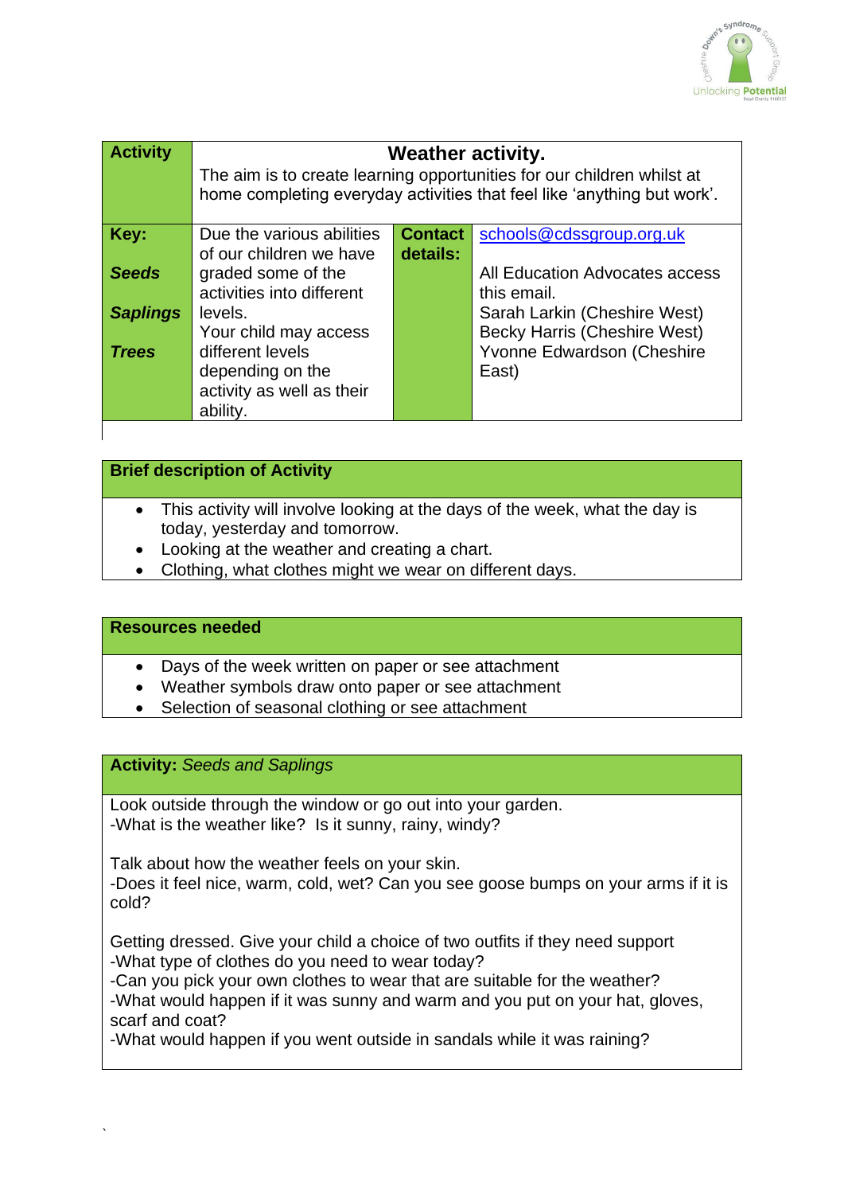| **Activity** | **Weather activity.** The aim is to create learning opportunities for our children whilst at home completing everyday activities that feel like 'anything but work'. | | |
|---|---|---|---|
| **Key:** **_Seeds_** **_Saplings_** **_Trees_** | Due the various abilities of our children we have graded some of the activities into different levels. Your child may access different levels depending on the activity as well as their ability. | **Contact details:** | schools@cdssgroup.org.uk All Education Advocates access this email. Sarah Larkin (Cheshire West) Becky Harris (Cheshire West) Yvonne Edwardson (Cheshire East) |

**Brief description of Activity**

- This activity will involve looking at the days of the week, what the day is today, yesterday and tomorrow.
- Looking at the weather and creating a chart.
- Clothing, what clothes might we wear on different days.

**Resources needed**

- Days of the week written on paper or see attachment
- Weather symbols draw onto paper or see attachment
- Selection of seasonal clothing or see attachment

**Activity:** *Seeds and Saplings*

Look outside through the window or go out into your garden.
-What is the weather like? Is it sunny, rainy, windy?

Talk about how the weather feels on your skin.
-Does it feel nice, warm, cold, wet? Can you see goose bumps on your arms if it is cold?

Getting dressed. Give your child a choice of two outfits if they need support
-What type of clothes do you need to wear today?
-Can you pick your own clothes to wear that are suitable for the weather?
-What would happen if it was sunny and warm and you put on your hat, gloves, scarf and coat?
-What would happen if you went outside in sandals while it was raining?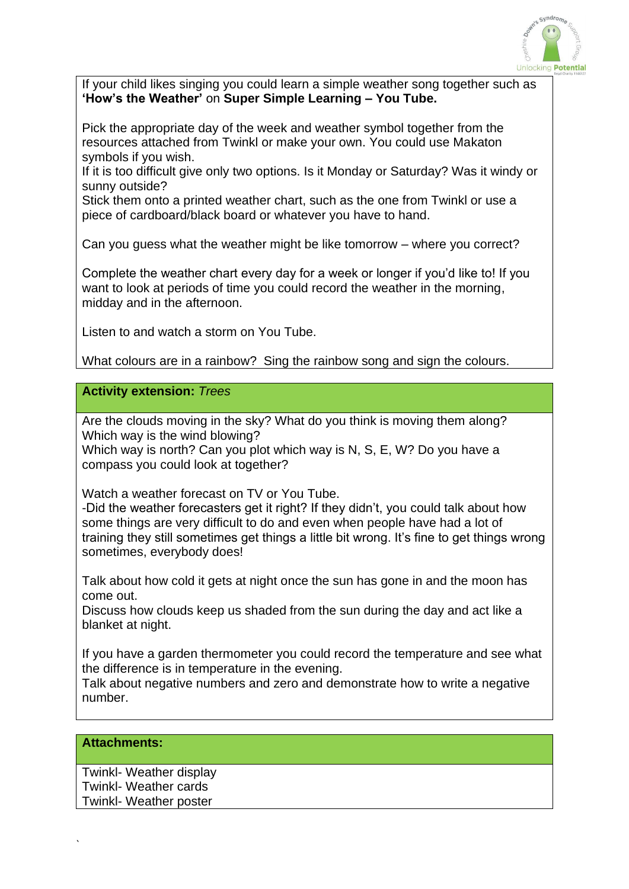If your child likes singing you could learn a simple weather song together such as **'How's the Weather'** on **Super Simple Learning – You Tube.**

Pick the appropriate day of the week and weather symbol together from the resources attached from Twinkl or make your own. You could use Makaton symbols if you wish.
If it is too difficult give only two options. Is it Monday or Saturday? Was it windy or sunny outside?
Stick them onto a printed weather chart, such as the one from Twinkl or use a piece of cardboard/black board or whatever you have to hand.

Can you guess what the weather might be like tomorrow – where you correct?

Complete the weather chart every day for a week or longer if you'd like to! If you want to look at periods of time you could record the weather in the morning, midday and in the afternoon.

Listen to and watch a storm on You Tube.

What colours are in a rainbow? Sing the rainbow song and sign the colours.

**Activity extension:** *Trees*

Are the clouds moving in the sky? What do you think is moving them along?
Which way is the wind blowing?
Which way is north? Can you plot which way is N, S, E, W? Do you have a compass you could look at together?

Watch a weather forecast on TV or You Tube.
-Did the weather forecasters get it right? If they didn't, you could talk about how some things are very difficult to do and even when people have had a lot of training they still sometimes get things a little bit wrong. It's fine to get things wrong sometimes, everybody does!

Talk about how cold it gets at night once the sun has gone in and the moon has come out.
Discuss how clouds keep us shaded from the sun during the day and act like a blanket at night.

If you have a garden thermometer you could record the temperature and see what the difference is in temperature in the evening.
Talk about negative numbers and zero and demonstrate how to write a negative number.

**Attachments:**

Twinkl- Weather display
Twinkl- Weather cards
Twinkl- Weather poster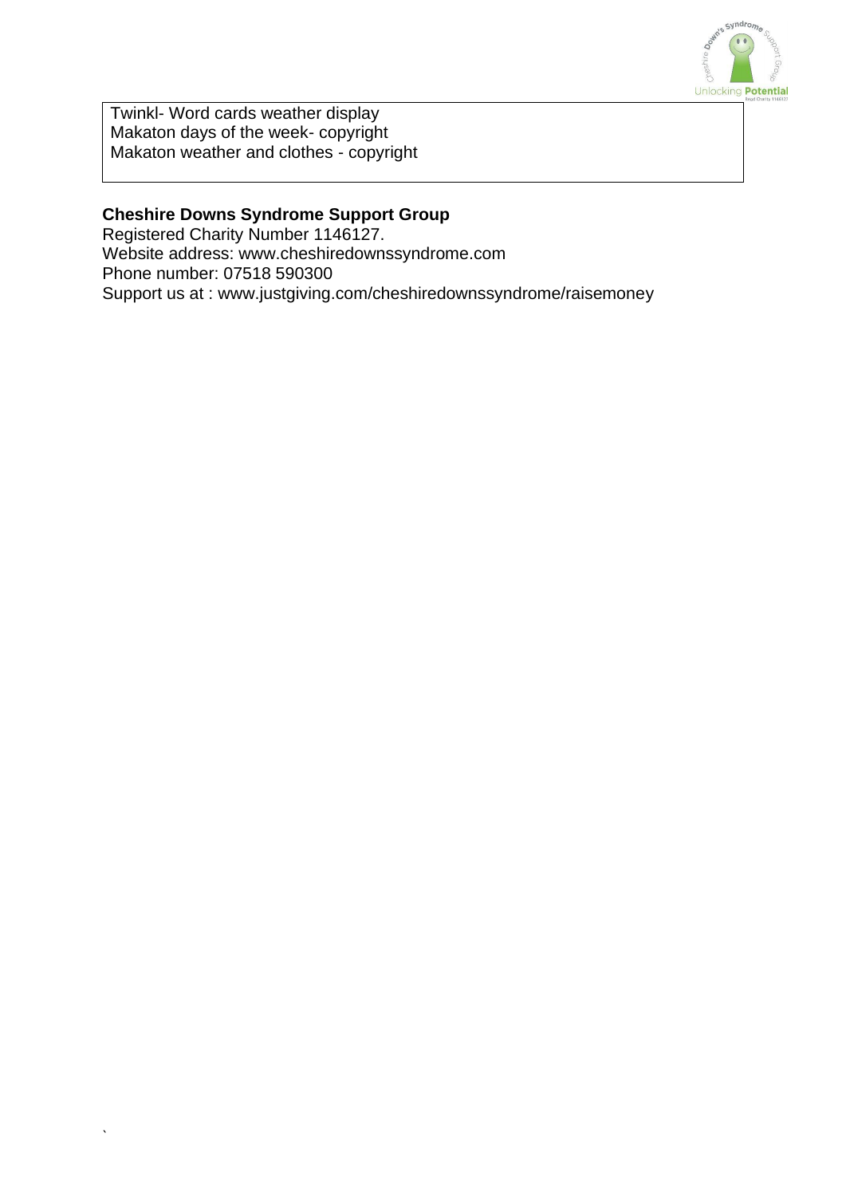Twinkl- Word cards weather display
Makaton days of the week- copyright
Makaton weather and clothes - copyright

**Cheshire Downs Syndrome Support Group**

Registered Charity Number 1146127.
Website address: www.cheshiredownssyndrome.com
Phone number: 07518 590300
Support us at : www.justgiving.com/cheshiredownssyndrome/raisemoney